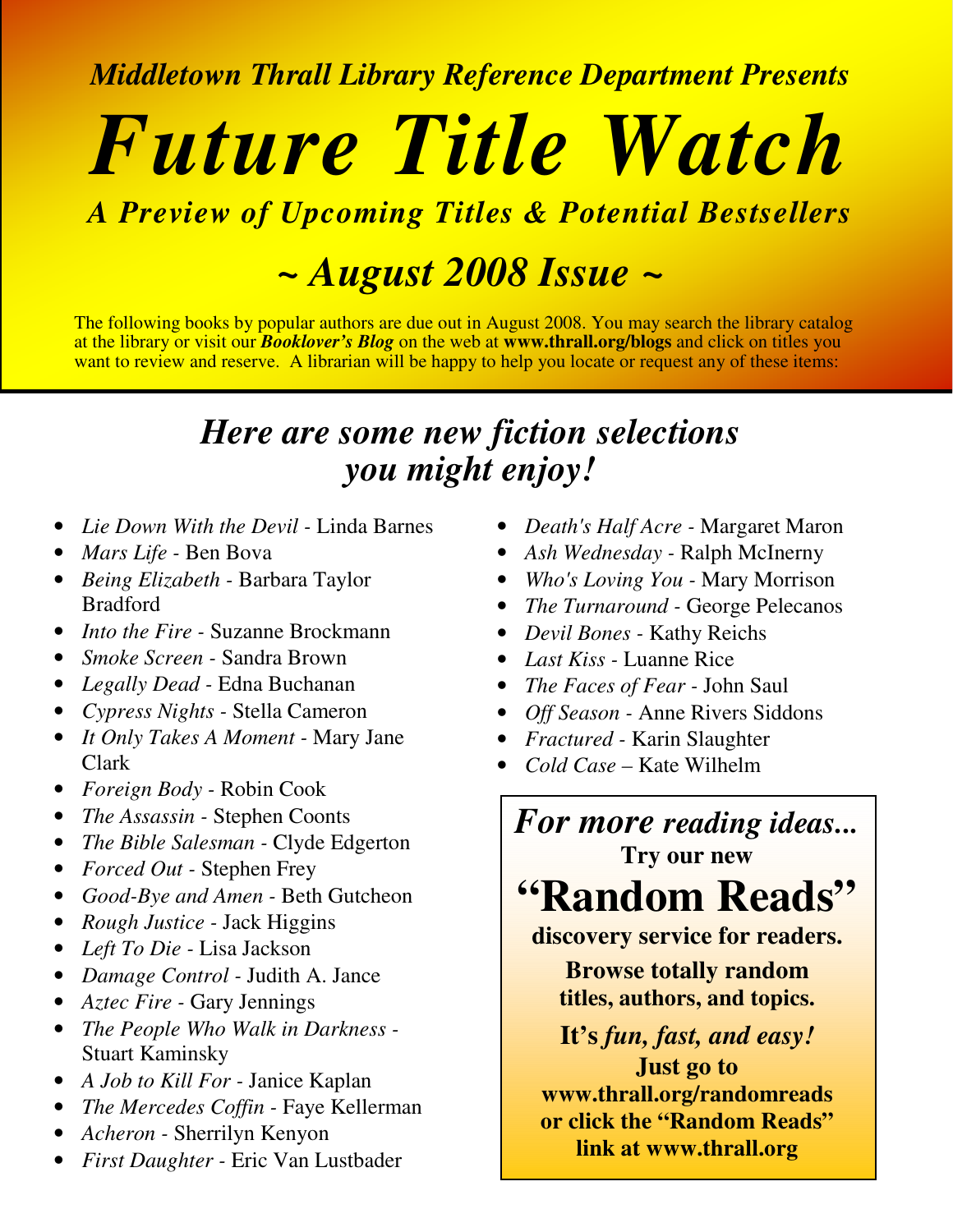*Middletown Thrall Library Reference Department Presents*

# *Future Title Watch*

## *A Preview of Upcoming Titles & Potential Bestsellers*

## *~ August 2008 Issue ~*

The following books by popular authors are due out in August 2008. You may search the library catalog at the library or visit our ***Booklover's Blog*** on the web at **www.thrall.org/blogs** and click on titles you want to review and reserve. A librarian will be happy to help you locate or request any of these items:

## *Here are some new fiction selections you might enjoy!*

- *Lie Down With the Devil* - Linda Barnes
- *Mars Life* - Ben Bova
- *Being Elizabeth* - Barbara Taylor Bradford
- *Into the Fire* - Suzanne Brockmann
- *Smoke Screen* - Sandra Brown
- *Legally Dead* - Edna Buchanan
- *Cypress Nights* - Stella Cameron
- *It Only Takes A Moment* - Mary Jane Clark
- *Foreign Body* - Robin Cook
- *The Assassin* - Stephen Coonts
- *The Bible Salesman* - Clyde Edgerton
- *Forced Out* - Stephen Frey
- *Good-Bye and Amen* - Beth Gutcheon
- *Rough Justice* - Jack Higgins
- *Left To Die* - Lisa Jackson
- *Damage Control* - Judith A. Jance
- *Aztec Fire* - Gary Jennings
- *The People Who Walk in Darkness* - Stuart Kaminsky
- *A Job to Kill For* - Janice Kaplan
- *The Mercedes Coffin* - Faye Kellerman
- *Acheron* - Sherrilyn Kenyon
- *First Daughter* - Eric Van Lustbader
- *Death's Half Acre* - Margaret Maron
- *Ash Wednesday* - Ralph McInerny
- *Who's Loving You* - Mary Morrison
- *The Turnaround* - George Pelecanos
- *Devil Bones* - Kathy Reichs
- *Last Kiss* - Luanne Rice
- *The Faces of Fear* - John Saul
- *Off Season* - Anne Rivers Siddons
- *Fractured* - Karin Slaughter
- *Cold Case* – Kate Wilhelm

***For more reading ideas...***

**Try our new**

# **"Random Reads"**

**discovery service for readers.**

**Browse totally random titles, authors, and topics.**

**It's *fun, fast, and easy!***

**Just go to www.thrall.org/randomreads or click the "Random Reads" link at www.thrall.org**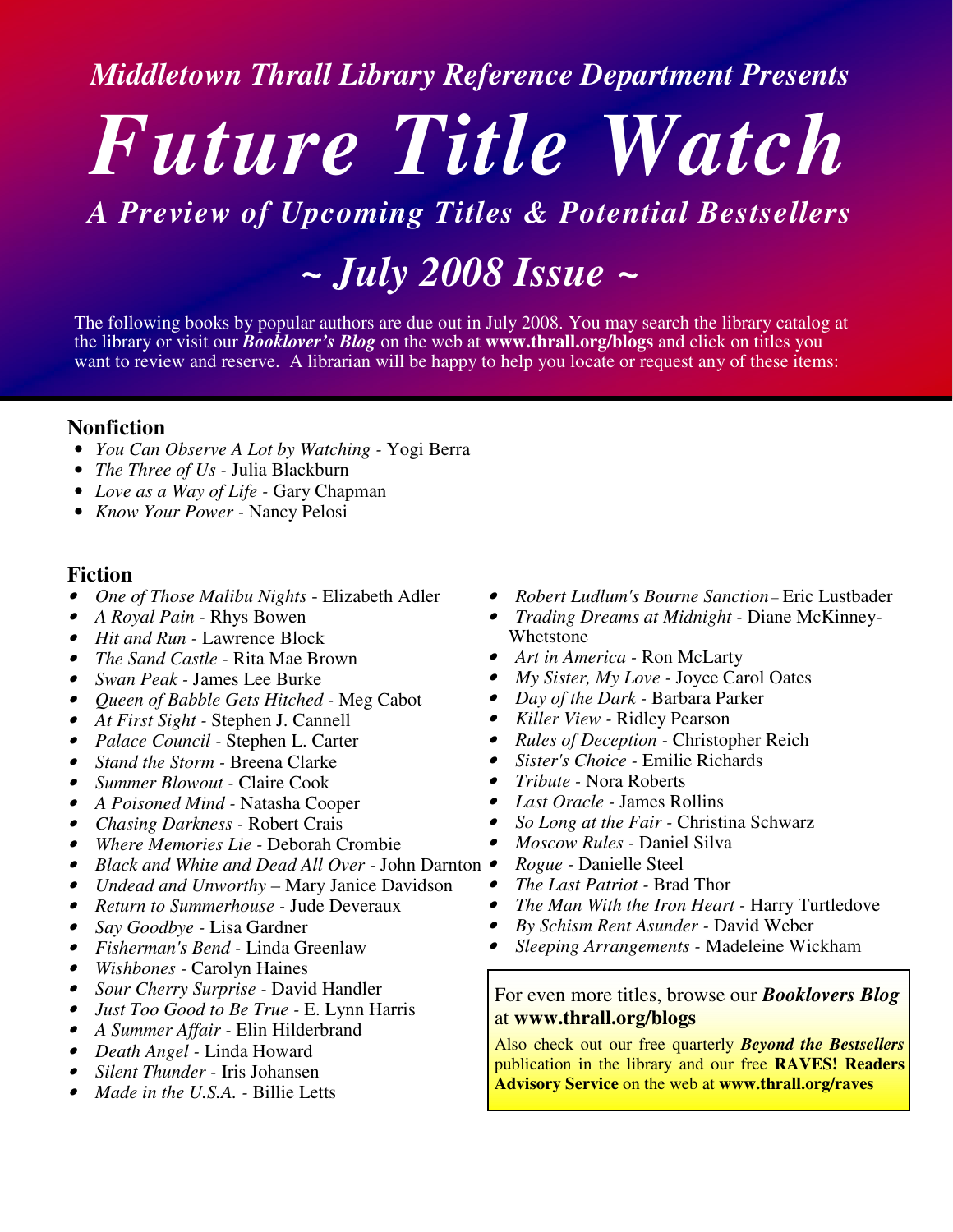*Middletown Thrall Library Reference Department Presents*

# *Future Title Watch*

## *A Preview of Upcoming Titles & Potential Bestsellers*

## *~ July 2008 Issue ~*

The following books by popular authors are due out in July 2008. You may search the library catalog at the library or visit our ***Booklover's Blog*** on the web at **www.thrall.org/blogs** and click on titles you want to review and reserve. A librarian will be happy to help you locate or request any of these items:

### Nonfiction

- *You Can Observe A Lot by Watching* - Yogi Berra
- *The Three of Us* - Julia Blackburn
- *Love as a Way of Life* - Gary Chapman
- *Know Your Power* - Nancy Pelosi

### Fiction

- *One of Those Malibu Nights* - Elizabeth Adler
- *A Royal Pain* - Rhys Bowen
- *Hit and Run* - Lawrence Block
- *The Sand Castle* - Rita Mae Brown
- *Swan Peak* - James Lee Burke
- *Queen of Babble Gets Hitched* - Meg Cabot
- *At First Sight* - Stephen J. Cannell
- *Palace Council* - Stephen L. Carter
- *Stand the Storm* - Breena Clarke
- *Summer Blowout* - Claire Cook
- *A Poisoned Mind* - Natasha Cooper
- *Chasing Darkness* - Robert Crais
- *Where Memories Lie* - Deborah Crombie
- *Black and White and Dead All Over* - John Darnton
- *Undead and Unworthy* – Mary Janice Davidson
- *Return to Summerhouse* - Jude Deveraux
- *Say Goodbye* - Lisa Gardner
- *Fisherman's Bend* - Linda Greenlaw
- *Wishbones* - Carolyn Haines
- *Sour Cherry Surprise* - David Handler
- *Just Too Good to Be True* - E. Lynn Harris
- *A Summer Affair* - Elin Hilderbrand
- *Death Angel* - Linda Howard
- *Silent Thunder* - Iris Johansen
- *Made in the U.S.A.* - Billie Letts
- *Robert Ludlum's Bourne Sanction* – Eric Lustbader
- *Trading Dreams at Midnight* - Diane McKinney-Whetstone
- *Art in America* - Ron McLarty
- *My Sister, My Love* - Joyce Carol Oates
- *Day of the Dark* - Barbara Parker
- *Killer View* - Ridley Pearson
- *Rules of Deception* - Christopher Reich
- *Sister's Choice* - Emilie Richards
- *Tribute* - Nora Roberts
- *Last Oracle* - James Rollins
- *So Long at the Fair* - Christina Schwarz
- *Moscow Rules* - Daniel Silva
- *Rogue* - Danielle Steel
- *The Last Patriot* - Brad Thor
- *The Man With the Iron Heart* - Harry Turtledove
- *By Schism Rent Asunder* - David Weber
- *Sleeping Arrangements* - Madeleine Wickham

For even more titles, browse our ***Booklovers Blog*** at **www.thrall.org/blogs**

Also check out our free quarterly ***Beyond the Bestsellers*** publication in the library and our free **RAVES! Readers Advisory Service** on the web at **www.thrall.org/raves**